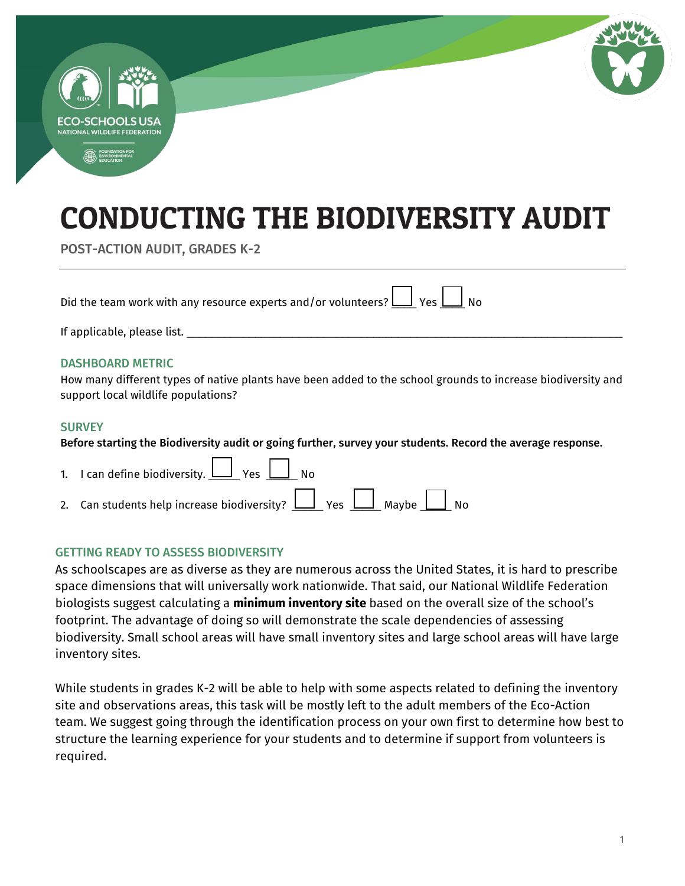# CONDUCTING THE BIODIVERSITY AUDIT

POST-ACTION AUDIT, GRADES K-2

---

Did the team work with any resource experts and/or volunteers? ☐ Yes ☐ No

If applicable, please list. ____________________________________________

## DASHBOARD METRIC

How many different types of native plants have been added to the school grounds to increase biodiversity and support local wildlife populations?

## SURVEY

**Before starting the Biodiversity audit or going further, survey your students. Record the average response.**

1. I can define biodiversity. ☐ Yes ☐ No
2. Can students help increase biodiversity? ☐ Yes ☐ Maybe ☐ No

## GETTING READY TO ASSESS BIODIVERSITY

As schoolscapes are as diverse as they are numerous across the United States, it is hard to prescribe space dimensions that will universally work nationwide. That said, our National Wildlife Federation biologists suggest calculating a **minimum inventory site** based on the overall size of the school's footprint. The advantage of doing so will demonstrate the scale dependencies of assessing biodiversity. Small school areas will have small inventory sites and large school areas will have large inventory sites.

While students in grades K-2 will be able to help with some aspects related to defining the inventory site and observations areas, this task will be mostly left to the adult members of the Eco-Action team. We suggest going through the identification process on your own first to determine how best to structure the learning experience for your students and to determine if support from volunteers is required.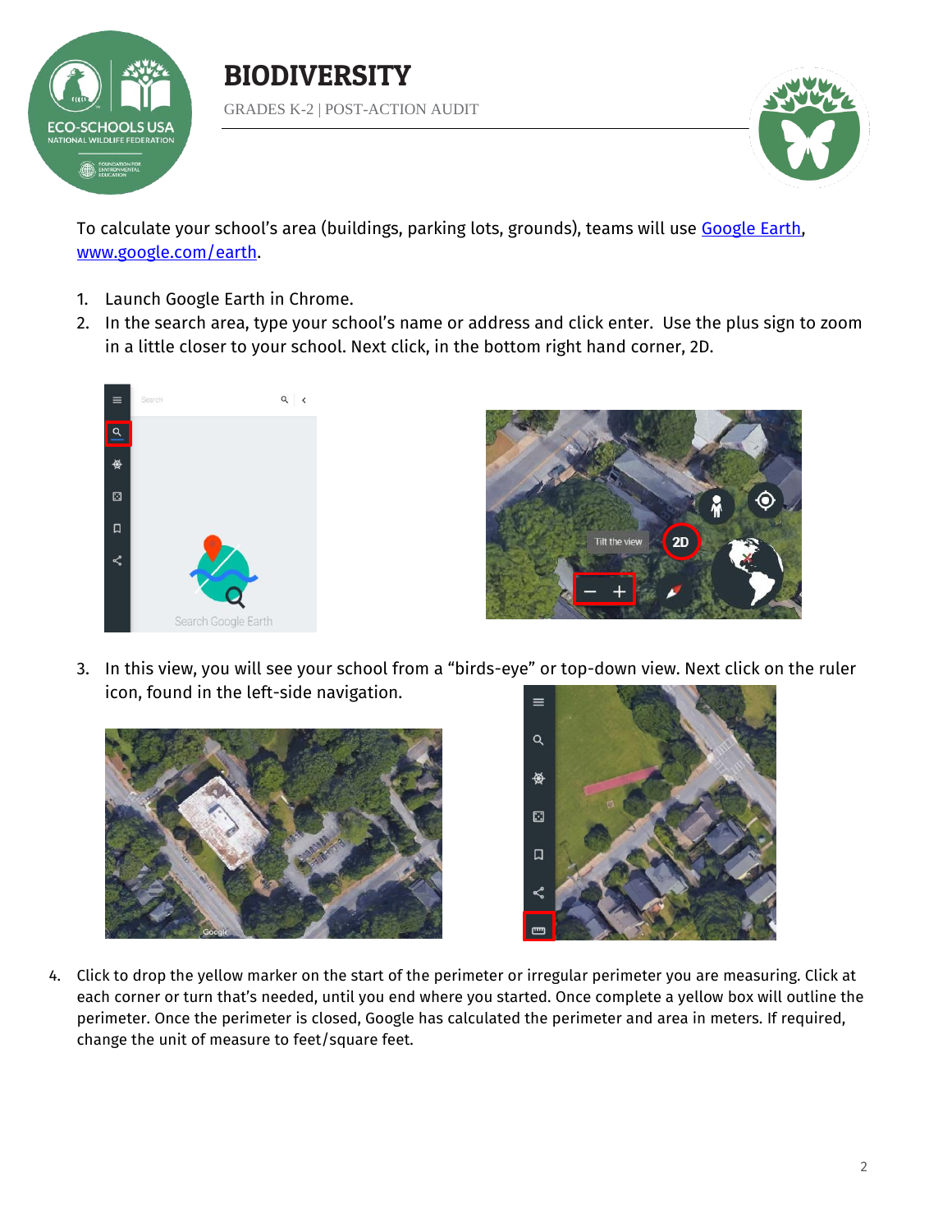# BIODIVERSITY

GRADES K-2 | POST-ACTION AUDIT

To calculate your school's area (buildings, parking lots, grounds), teams will use [Google Earth](www.google.com/earth), [www.google.com/earth](www.google.com/earth).

1. Launch Google Earth in Chrome.
2. In the search area, type your school's name or address and click enter. Use the plus sign to zoom in a little closer to your school. Next click, in the bottom right hand corner, 2D.
3. In this view, you will see your school from a "birds-eye" or top-down view. Next click on the ruler icon, found in the left-side navigation.
4. Click to drop the yellow marker on the start of the perimeter or irregular perimeter you are measuring. Click at each corner or turn that's needed, until you end where you started. Once complete a yellow box will outline the perimeter. Once the perimeter is closed, Google has calculated the perimeter and area in meters. If required, change the unit of measure to feet/square feet.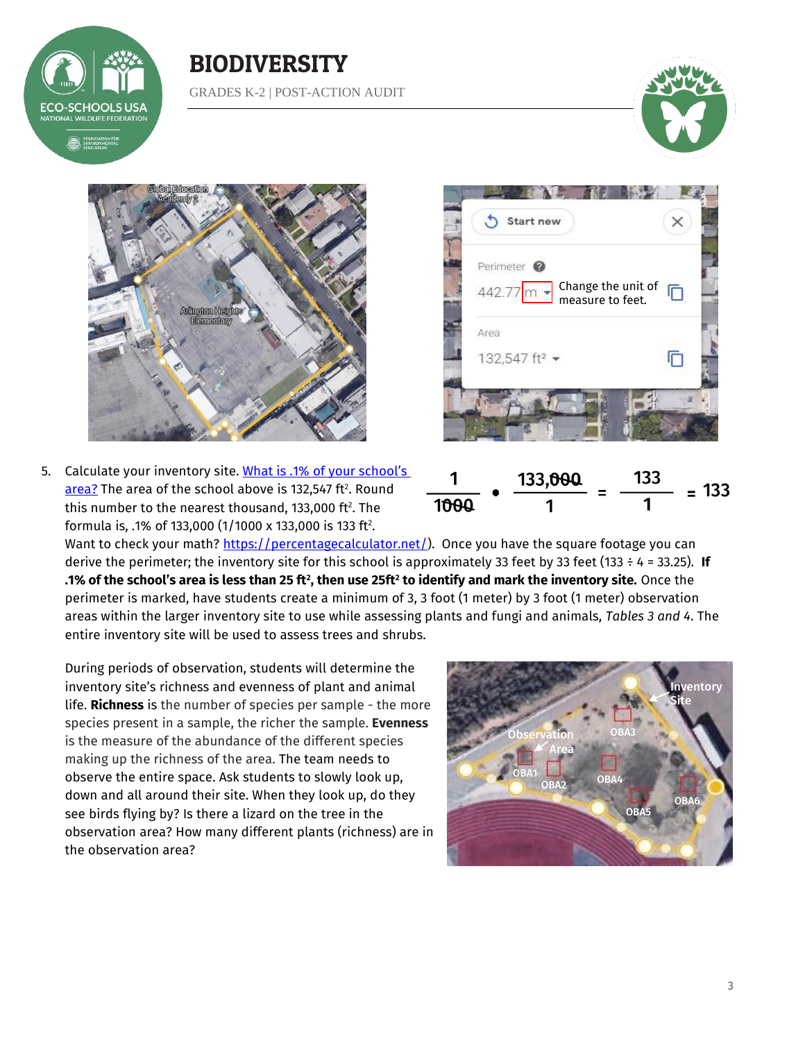# BIODIVERSITY

GRADES K-2 | POST-ACTION AUDIT

5. Calculate your inventory site. [What is .1% of your school's area?](#) The area of the school above is 132,547 ft². Round this number to the nearest thousand, 133,000 ft². The formula is, .1% of 133,000 (1/1000 x 133,000 is 133 ft².

$$\frac{1}{1000} \bullet \frac{133{,}000}{1} = \frac{133}{1} = 133$$

Want to check your math? [https://percentagecalculator.net/](https://percentagecalculator.net/)). Once you have the square footage you can derive the perimeter; the inventory site for this school is approximately 33 feet by 33 feet (133 ÷ 4 = 33.25). **If .1% of the school's area is less than 25 ft², then use 25ft² to identify and mark the inventory site.** Once the perimeter is marked, have students create a minimum of 3, 3 foot (1 meter) by 3 foot (1 meter) observation areas within the larger inventory site to use while assessing plants and fungi and animals, *Tables 3 and 4*. The entire inventory site will be used to assess trees and shrubs.

During periods of observation, students will determine the inventory site's richness and evenness of plant and animal life. **Richness** is the number of species per sample - the more species present in a sample, the richer the sample. **Evenness** is the measure of the abundance of the different species making up the richness of the area. The team needs to observe the entire space. Ask students to slowly look up, down and all around their site. When they look up, do they see birds flying by? Is there a lizard on the tree in the observation area? How many different plants (richness) are in the observation area?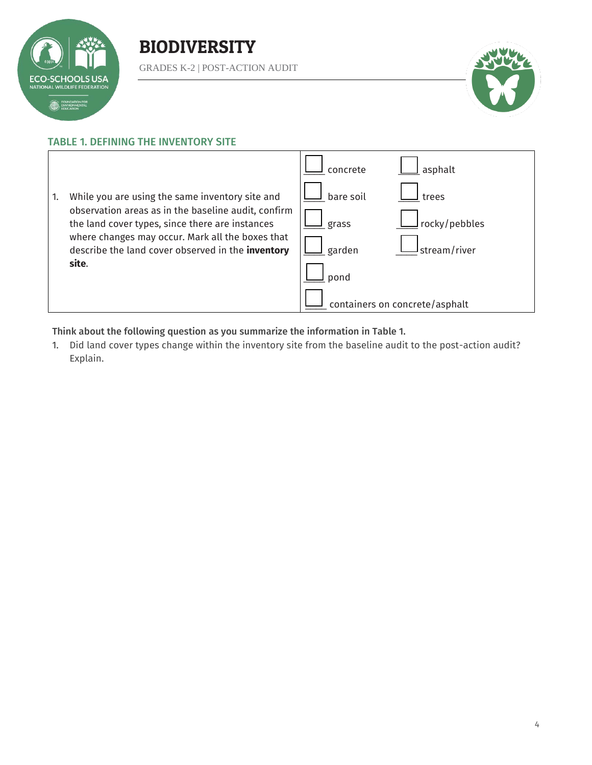# BIODIVERSITY

GRADES K-2 | POST-ACTION AUDIT

## TABLE 1. DEFINING THE INVENTORY SITE

| | | |
|---|---|---|
| 1. While you are using the same inventory site and observation areas as in the baseline audit, confirm the land cover types, since there are instances where changes may occur. Mark all the boxes that describe the land cover observed in the **inventory site**. | ☐ concrete | ☐ asphalt |
| | ☐ bare soil | ☐ trees |
| | ☐ grass | ☐ rocky/pebbles |
| | ☐ garden | ☐ stream/river |
| | ☐ pond | |
| | ☐ containers on concrete/asphalt | |

**Think about the following question as you summarize the information in Table 1.**

1. Did land cover types change within the inventory site from the baseline audit to the post-action audit? Explain.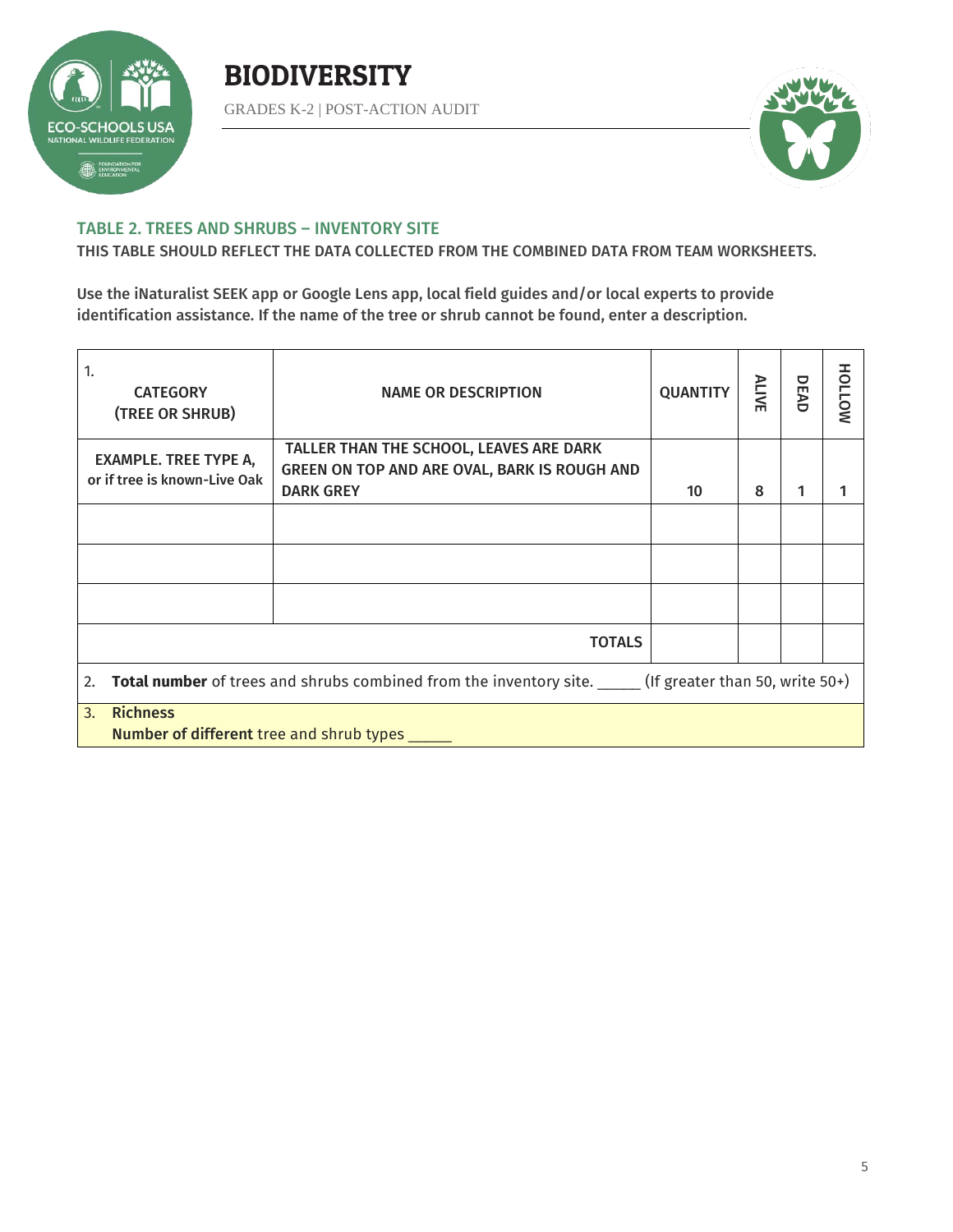# BIODIVERSITY

GRADES K-2 | POST-ACTION AUDIT

## TABLE 2. TREES AND SHRUBS – INVENTORY SITE

**THIS TABLE SHOULD REFLECT THE DATA COLLECTED FROM THE COMBINED DATA FROM TEAM WORKSHEETS.**

**Use the iNaturalist SEEK app or Google Lens app, local field guides and/or local experts to provide identification assistance. If the name of the tree or shrub cannot be found, enter a description.**

| 1. CATEGORY (TREE OR SHRUB) | NAME OR DESCRIPTION | QUANTITY | ALIVE | DEAD | HOLLOW |
|---|---|---|---|---|---|
| EXAMPLE. TREE TYPE A, or if tree is known-Live Oak | TALLER THAN THE SCHOOL, LEAVES ARE DARK GREEN ON TOP AND ARE OVAL, BARK IS ROUGH AND DARK GREY | 10 | 8 | 1 | 1 |
| | | | | | |
| | | | | | |
| | | | | | |
| | TOTALS | | | | |

2. **Total number** of trees and shrubs combined from the inventory site. _____ (If greater than 50, write 50+)

3. **Richness**
   **Number of different** tree and shrub types _____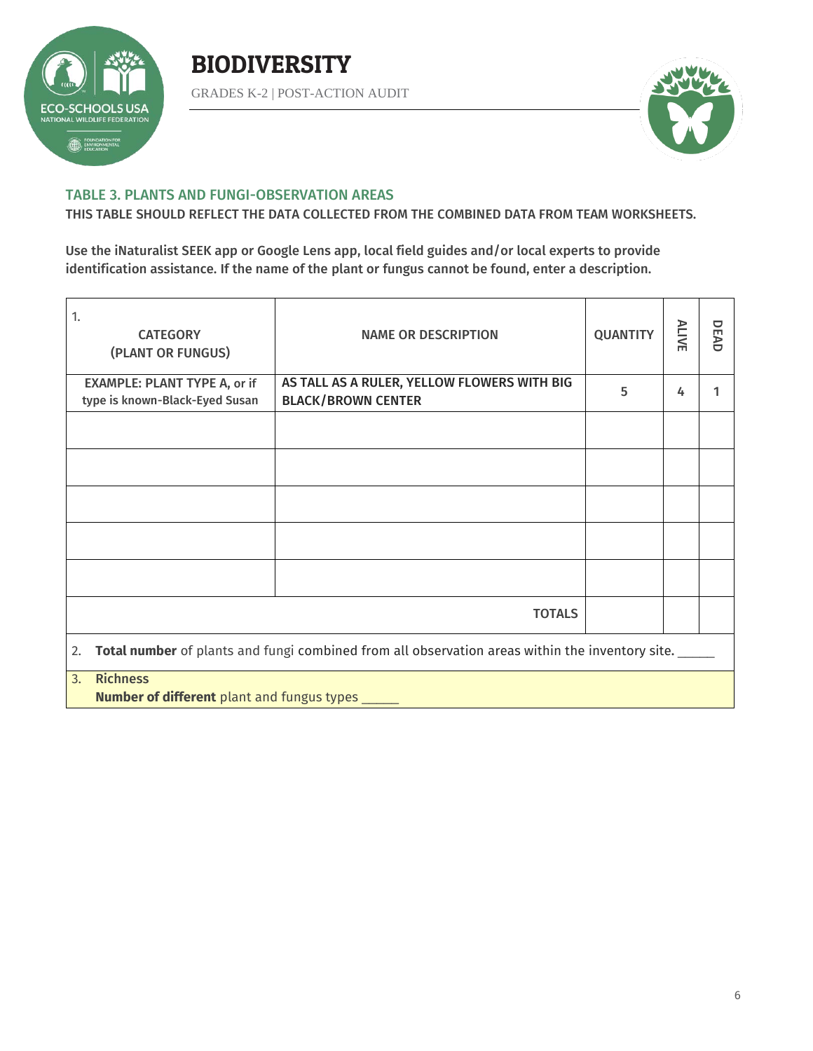# BIODIVERSITY

GRADES K-2 | POST-ACTION AUDIT

## TABLE 3. PLANTS AND FUNGI-OBSERVATION AREAS

**THIS TABLE SHOULD REFLECT THE DATA COLLECTED FROM THE COMBINED DATA FROM TEAM WORKSHEETS.**

**Use the iNaturalist SEEK app or Google Lens app, local field guides and/or local experts to provide identification assistance. If the name of the plant or fungus cannot be found, enter a description.**

| 1. CATEGORY (PLANT OR FUNGUS) | NAME OR DESCRIPTION | QUANTITY | ALIVE | DEAD |
|---|---|---|---|---|
| EXAMPLE: PLANT TYPE A, or if type is known-Black-Eyed Susan | AS TALL AS A RULER, YELLOW FLOWERS WITH BIG BLACK/BROWN CENTER | 5 | 4 | 1 |
| | | | | |
| | | | | |
| | | | | |
| | | | | |
| | | | | |
| | TOTALS | | | |

2. **Total number** of plants and fungi combined from all observation areas within the inventory site. _____

3. **Richness**
   **Number of different** plant and fungus types _____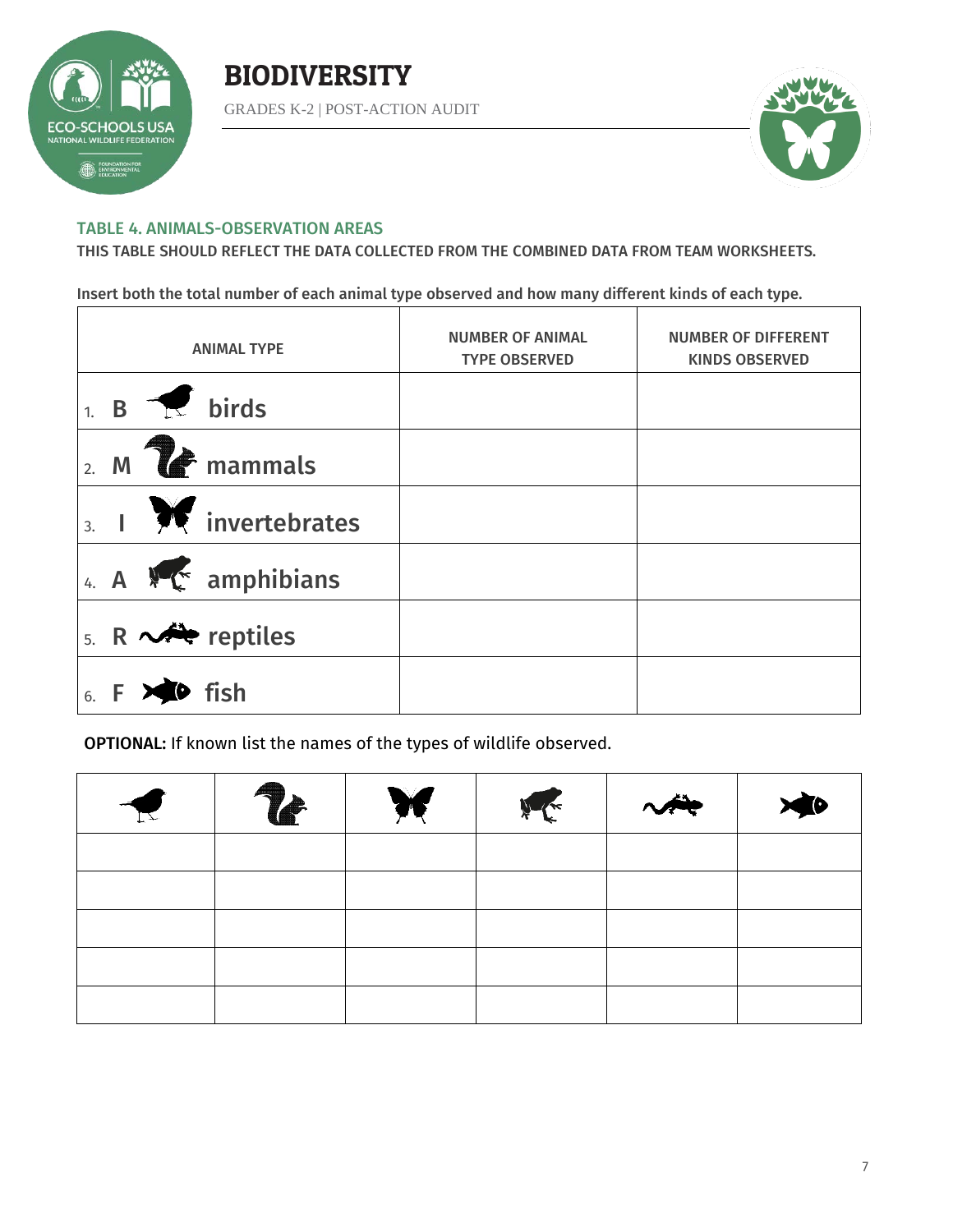# BIODIVERSITY

GRADES K-2 | POST-ACTION AUDIT

### TABLE 4. ANIMALS-OBSERVATION AREAS

**THIS TABLE SHOULD REFLECT THE DATA COLLECTED FROM THE COMBINED DATA FROM TEAM WORKSHEETS.**

Insert both the total number of each animal type observed and how many different kinds of each type.

| ANIMAL TYPE | NUMBER OF ANIMAL TYPE OBSERVED | NUMBER OF DIFFERENT KINDS OBSERVED |
|---|---|---|
| 1. B birds | | |
| 2. M mammals | | |
| 3. I invertebrates | | |
| 4. A amphibians | | |
| 5. R reptiles | | |
| 6. F fish | | |

**OPTIONAL:** If known list the names of the types of wildlife observed.

| Birds | Mammals | Invertebrates | Amphibians | Reptiles | Fish |
|---|---|---|---|---|---|
| | | | | | |
| | | | | | |
| | | | | | |
| | | | | | |
| | | | | | |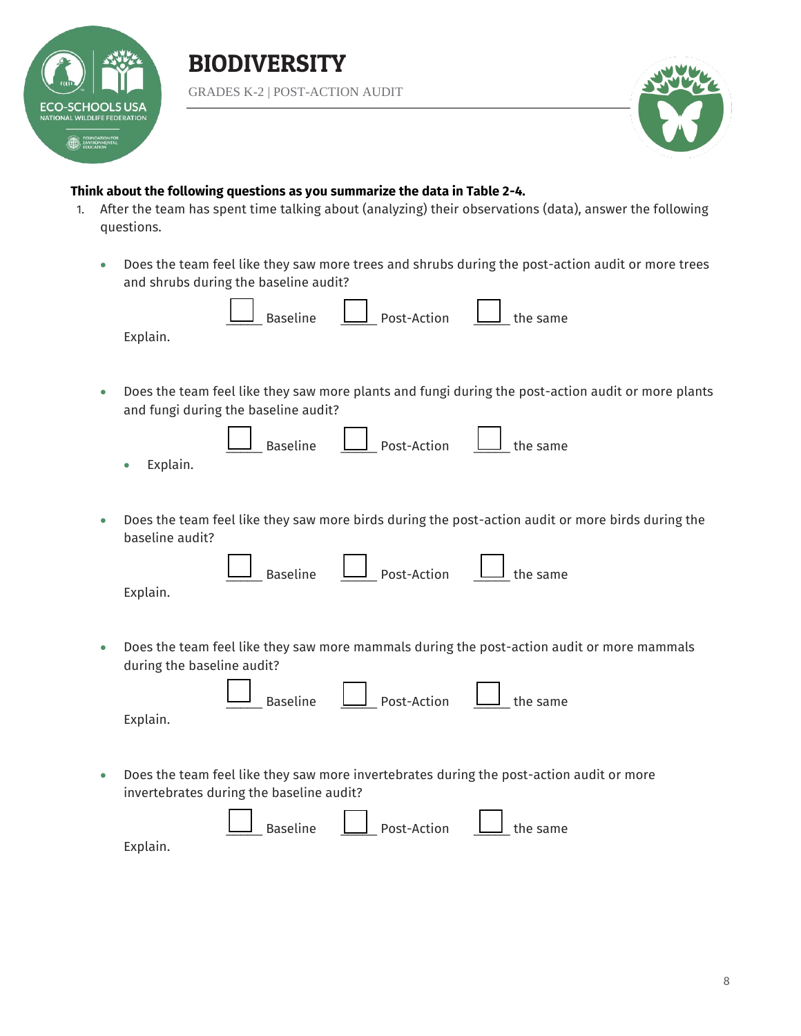# BIODIVERSITY

GRADES K-2 | POST-ACTION AUDIT

**Think about the following questions as you summarize the data in Table 2-4.**

1. After the team has spent time talking about (analyzing) their observations (data), answer the following questions.

   - Does the team feel like they saw more trees and shrubs during the post-action audit or more trees and shrubs during the baseline audit?

     ☐ Baseline ☐ Post-Action ☐ the same

     Explain.

   - Does the team feel like they saw more plants and fungi during the post-action audit or more plants and fungi during the baseline audit?

     ☐ Baseline ☐ Post-Action ☐ the same

     - Explain.

   - Does the team feel like they saw more birds during the post-action audit or more birds during the baseline audit?

     ☐ Baseline ☐ Post-Action ☐ the same

     Explain.

   - Does the team feel like they saw more mammals during the post-action audit or more mammals during the baseline audit?

     ☐ Baseline ☐ Post-Action ☐ the same

     Explain.

   - Does the team feel like they saw more invertebrates during the post-action audit or more invertebrates during the baseline audit?

     ☐ Baseline ☐ Post-Action ☐ the same

     Explain.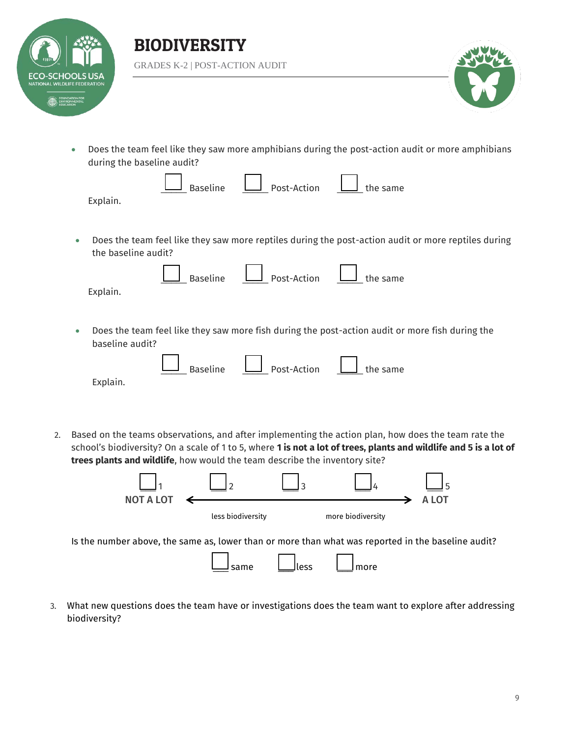# BIODIVERSITY

GRADES K-2 | POST-ACTION AUDIT

- Does the team feel like they saw more amphibians during the post-action audit or more amphibians during the baseline audit?

  ☐ Baseline ☐ Post-Action ☐ the same

  Explain.

- Does the team feel like they saw more reptiles during the post-action audit or more reptiles during the baseline audit?

  ☐ Baseline ☐ Post-Action ☐ the same

  Explain.

- Does the team feel like they saw more fish during the post-action audit or more fish during the baseline audit?

  ☐ Baseline ☐ Post-Action ☐ the same

  Explain.

2. Based on the teams observations, and after implementing the action plan, how does the team rate the school's biodiversity? On a scale of 1 to 5, where **1 is not a lot of trees, plants and wildlife and 5 is a lot of trees plants and wildlife**, how would the team describe the inventory site?

   ☐ 1 ☐ 2 ☐ 3 ☐ 4 ☐ 5

   NOT A LOT ← → A LOT

   less biodiversity — more biodiversity

   Is the number above, the same as, lower than or more than what was reported in the baseline audit?

   ☐ same ☐ less ☐ more

3. What new questions does the team have or investigations does the team want to explore after addressing biodiversity?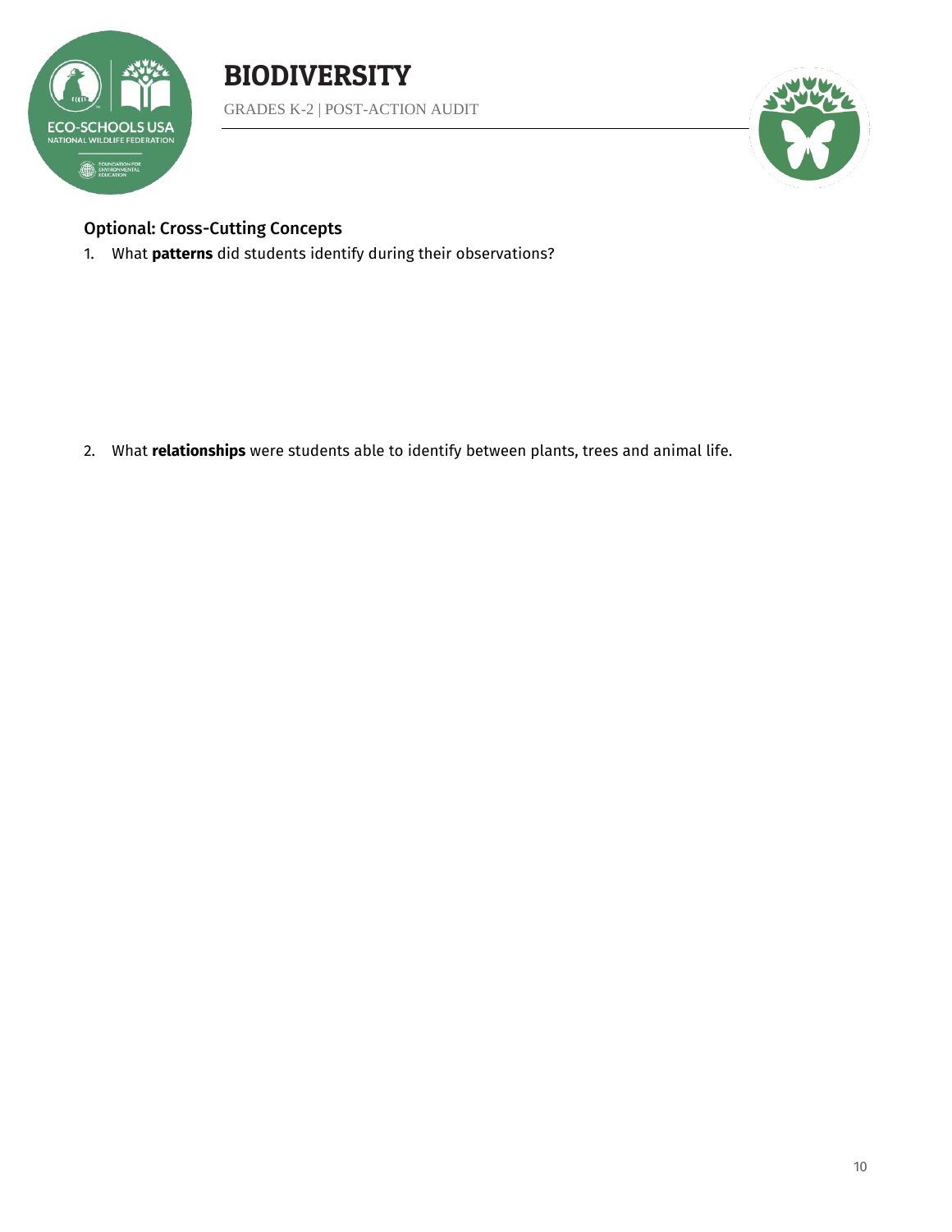# BIODIVERSITY

GRADES K-2 | POST-ACTION AUDIT

## Optional: Cross-Cutting Concepts

1. What **patterns** did students identify during their observations?

2. What **relationships** were students able to identify between plants, trees and animal life.